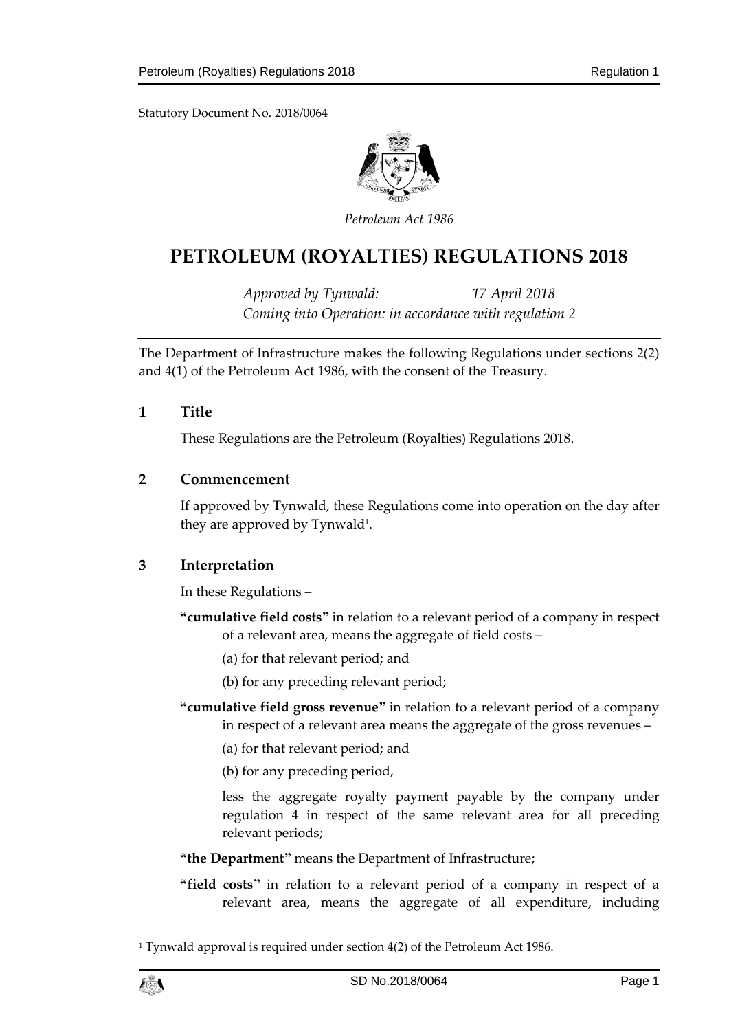Statutory Document No. 2018/0064

*Petroleum Act 1986*

# PETROLEUM (ROYALTIES) REGULATIONS 2018

*Approved by Tynwald: 17 April 2018*
*Coming into Operation: in accordance with regulation 2*

The Department of Infrastructure makes the following Regulations under sections 2(2) and 4(1) of the Petroleum Act 1986, with the consent of the Treasury.

## 1 Title

These Regulations are the Petroleum (Royalties) Regulations 2018.

## 2 Commencement

If approved by Tynwald, these Regulations come into operation on the day after they are approved by Tynwald[1].

## 3 Interpretation

In these Regulations –

**"cumulative field costs"** in relation to a relevant period of a company in respect of a relevant area, means the aggregate of field costs –

(a) for that relevant period; and

(b) for any preceding relevant period;

**"cumulative field gross revenue"** in relation to a relevant period of a company in respect of a relevant area means the aggregate of the gross revenues –

(a) for that relevant period; and

(b) for any preceding period,

less the aggregate royalty payment payable by the company under regulation 4 in respect of the same relevant area for all preceding relevant periods;

**"the Department"** means the Department of Infrastructure;

**"field costs"** in relation to a relevant period of a company in respect of a relevant area, means the aggregate of all expenditure, including

[1] Tynwald approval is required under section 4(2) of the Petroleum Act 1986.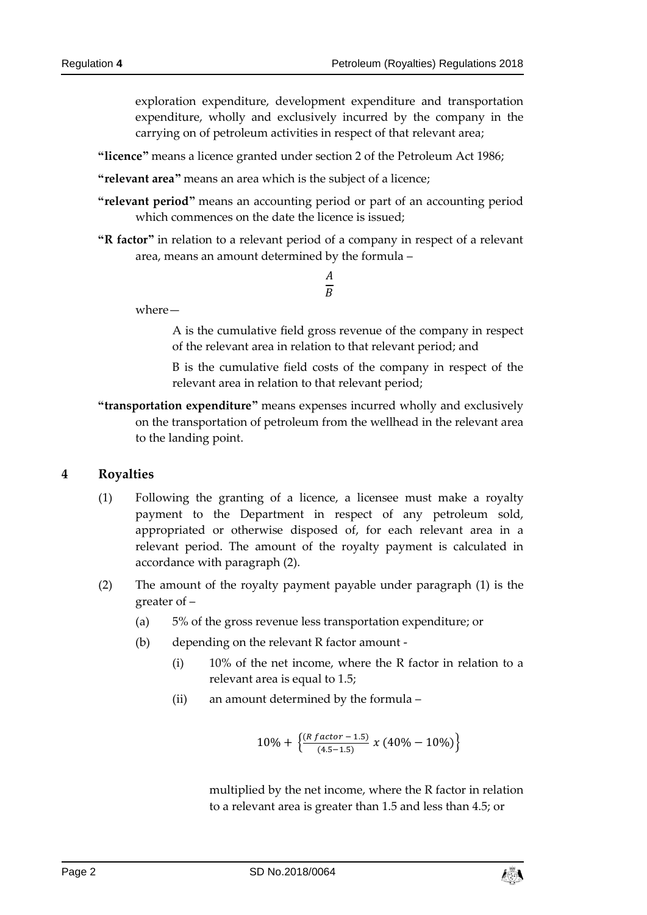exploration expenditure, development expenditure and transportation expenditure, wholly and exclusively incurred by the company in the carrying on of petroleum activities in respect of that relevant area;

**"licence"** means a licence granted under section 2 of the Petroleum Act 1986;

**"relevant area"** means an area which is the subject of a licence;

**"relevant period"** means an accounting period or part of an accounting period which commences on the date the licence is issued;

**"R factor"** in relation to a relevant period of a company in respect of a relevant area, means an amount determined by the formula –

$$\frac{A}{B}$$

where—

A is the cumulative field gross revenue of the company in respect of the relevant area in relation to that relevant period; and

B is the cumulative field costs of the company in respect of the relevant area in relation to that relevant period;

**"transportation expenditure"** means expenses incurred wholly and exclusively on the transportation of petroleum from the wellhead in the relevant area to the landing point.

## 4 Royalties

(1) Following the granting of a licence, a licensee must make a royalty payment to the Department in respect of any petroleum sold, appropriated or otherwise disposed of, for each relevant area in a relevant period. The amount of the royalty payment is calculated in accordance with paragraph (2).

(2) The amount of the royalty payment payable under paragraph (1) is the greater of –

(a) 5% of the gross revenue less transportation expenditure; or

(b) depending on the relevant R factor amount -

(i) 10% of the net income, where the R factor in relation to a relevant area is equal to 1.5;

(ii) an amount determined by the formula –

$$10\% + \left\{\frac{(R\ factor - 1.5)}{(4.5 - 1.5)}\ x\ (40\% - 10\%)\right\}$$

multiplied by the net income, where the R factor in relation to a relevant area is greater than 1.5 and less than 4.5; or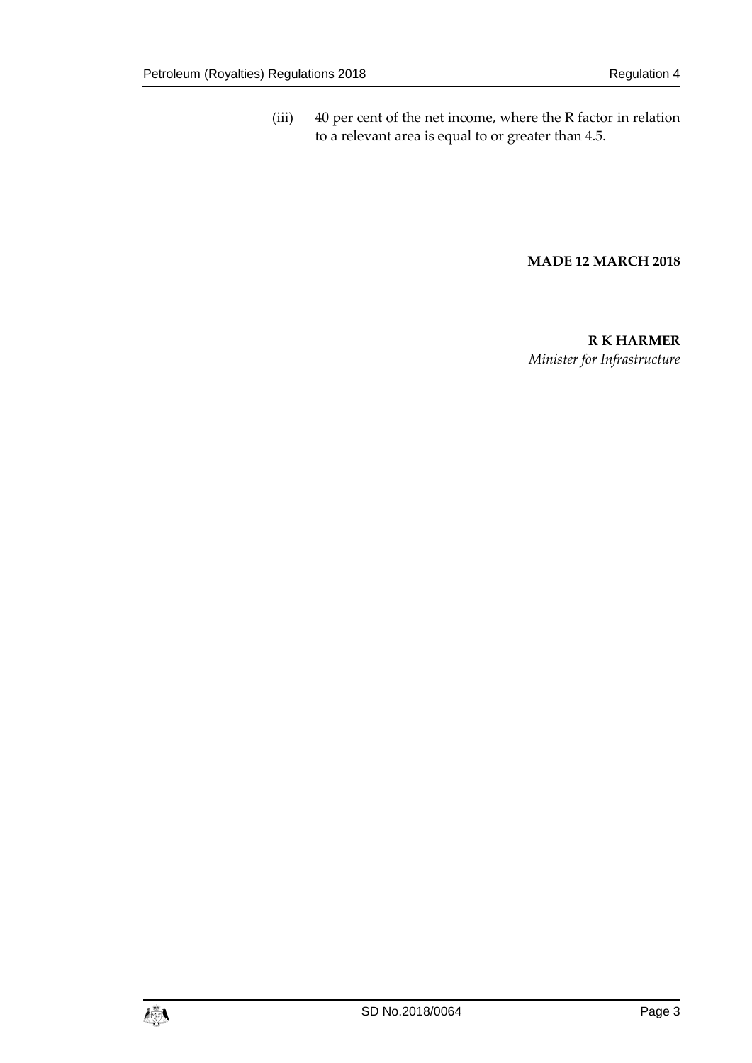(iii) 40 per cent of the net income, where the R factor in relation to a relevant area is equal to or greater than 4.5.

**MADE 12 MARCH 2018**

**R K HARMER**
*Minister for Infrastructure*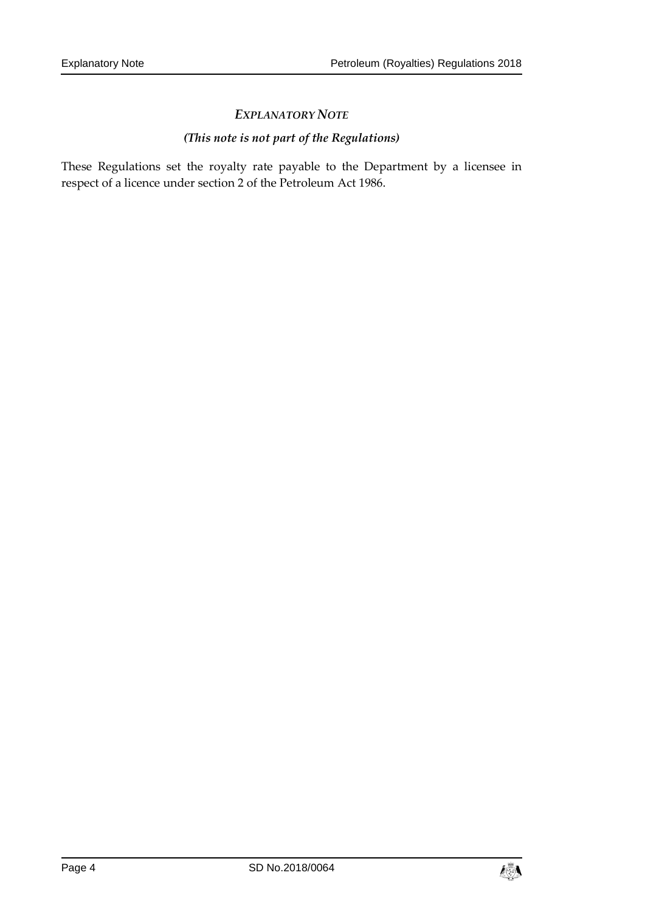## *EXPLANATORY NOTE*

***(This note is not part of the Regulations)***

These Regulations set the royalty rate payable to the Department by a licensee in respect of a licence under section 2 of the Petroleum Act 1986.